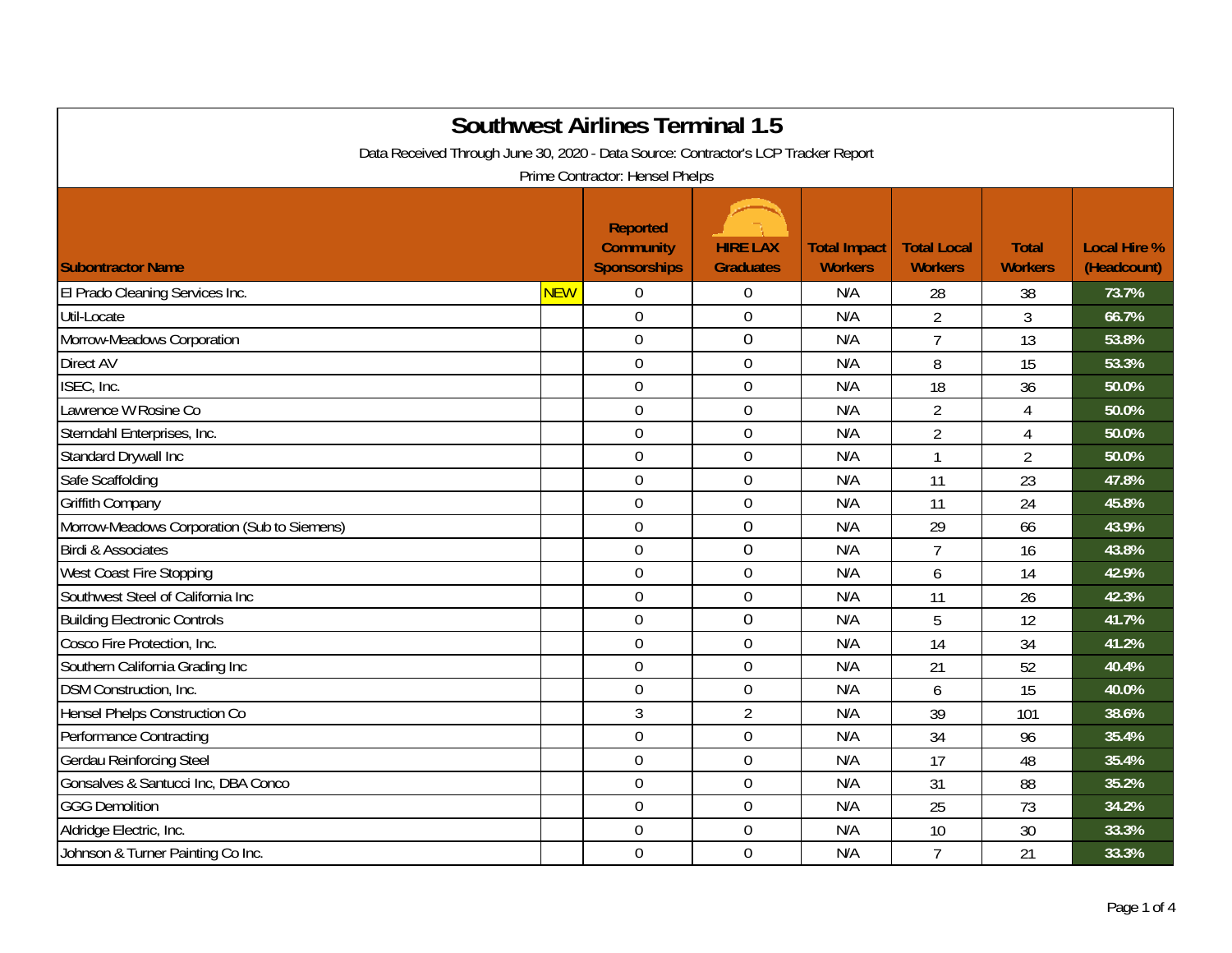# Southwest Airlines Terminal 1.5

Data Received Through June 30, 2020 - Data Source: Contractor's LCP Tracker Report

Prime Contractor: Hensel Phelps

| Subontractor Name | | Reported Community Sponsorships | HIRE LAX Graduates | Total Impact Workers | Total Local Workers | Total Workers | Local Hire % (Headcount) |
|---|---|---|---|---|---|---|---|
| El Prado Cleaning Services Inc. | NEW | 0 | 0 | N/A | 28 | 38 | 73.7% |
| Util-Locate | | 0 | 0 | N/A | 2 | 3 | 66.7% |
| Morrow-Meadows Corporation | | 0 | 0 | N/A | 7 | 13 | 53.8% |
| Direct AV | | 0 | 0 | N/A | 8 | 15 | 53.3% |
| ISEC, Inc. | | 0 | 0 | N/A | 18 | 36 | 50.0% |
| Lawrence W Rosine Co | | 0 | 0 | N/A | 2 | 4 | 50.0% |
| Sterndahl Enterprises, Inc. | | 0 | 0 | N/A | 2 | 4 | 50.0% |
| Standard Drywall Inc | | 0 | 0 | N/A | 1 | 2 | 50.0% |
| Safe Scaffolding | | 0 | 0 | N/A | 11 | 23 | 47.8% |
| Griffith Company | | 0 | 0 | N/A | 11 | 24 | 45.8% |
| Morrow-Meadows Corporation (Sub to Siemens) | | 0 | 0 | N/A | 29 | 66 | 43.9% |
| Birdi & Associates | | 0 | 0 | N/A | 7 | 16 | 43.8% |
| West Coast Fire Stopping | | 0 | 0 | N/A | 6 | 14 | 42.9% |
| Southwest Steel of California Inc | | 0 | 0 | N/A | 11 | 26 | 42.3% |
| Building Electronic Controls | | 0 | 0 | N/A | 5 | 12 | 41.7% |
| Cosco Fire Protection, Inc. | | 0 | 0 | N/A | 14 | 34 | 41.2% |
| Southern California Grading Inc | | 0 | 0 | N/A | 21 | 52 | 40.4% |
| DSM Construction, Inc. | | 0 | 0 | N/A | 6 | 15 | 40.0% |
| Hensel Phelps Construction Co | | 3 | 2 | N/A | 39 | 101 | 38.6% |
| Performance Contracting | | 0 | 0 | N/A | 34 | 96 | 35.4% |
| Gerdau Reinforcing Steel | | 0 | 0 | N/A | 17 | 48 | 35.4% |
| Gonsalves & Santucci Inc, DBA Conco | | 0 | 0 | N/A | 31 | 88 | 35.2% |
| GGG Demolition | | 0 | 0 | N/A | 25 | 73 | 34.2% |
| Aldridge Electric, Inc. | | 0 | 0 | N/A | 10 | 30 | 33.3% |
| Johnson & Turner Painting Co Inc. | | 0 | 0 | N/A | 7 | 21 | 33.3% |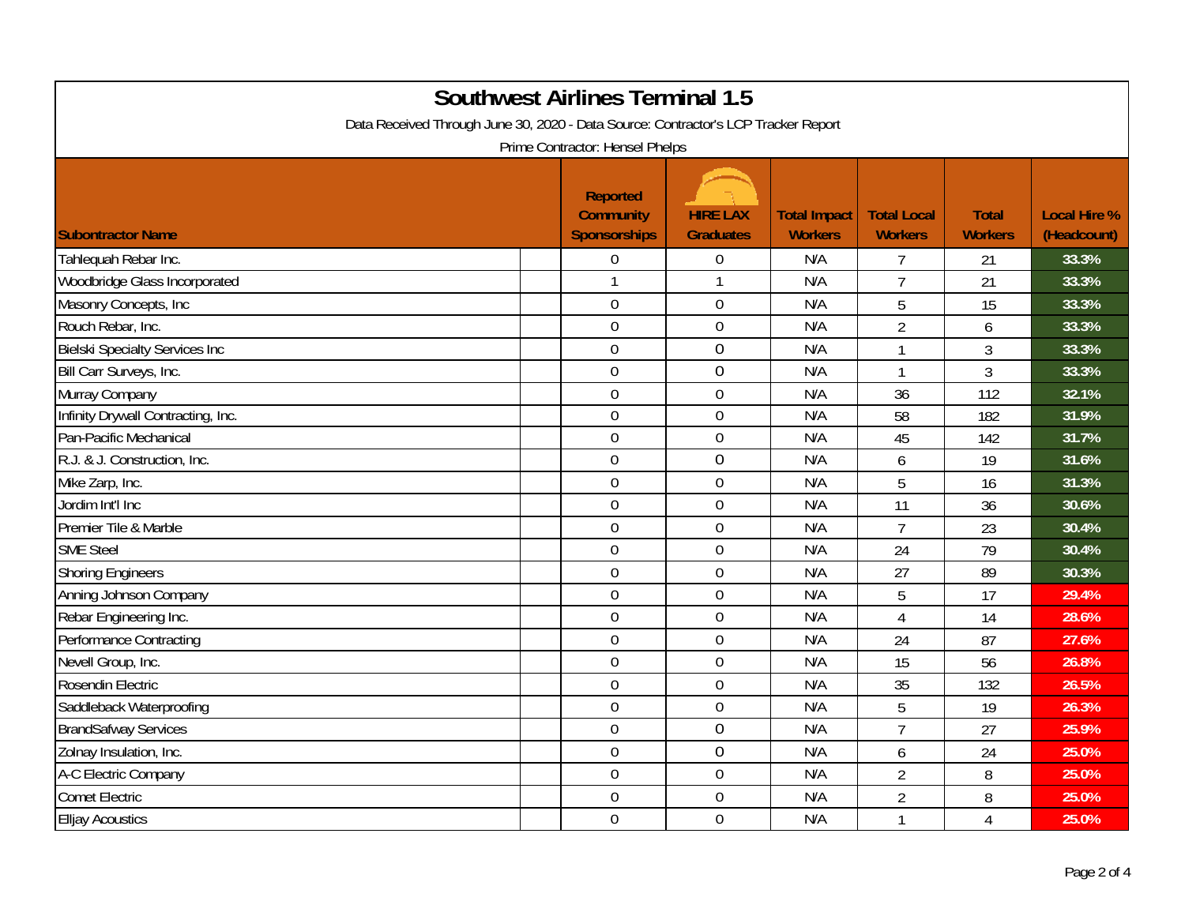# Southwest Airlines Terminal 1.5

Data Received Through June 30, 2020 - Data Source: Contractor's LCP Tracker Report

Prime Contractor: Hensel Phelps

| Subontractor Name | Reported Community Sponsorships | HIRE LAX Graduates | Total Impact Workers | Total Local Workers | Total Workers | Local Hire % (Headcount) |
|---|---|---|---|---|---|---|
| Tahlequah Rebar Inc. | 0 | 0 | N/A | 7 | 21 | 33.3% |
| Woodbridge Glass Incorporated | 1 | 1 | N/A | 7 | 21 | 33.3% |
| Masonry Concepts, Inc | 0 | 0 | N/A | 5 | 15 | 33.3% |
| Rouch Rebar, Inc. | 0 | 0 | N/A | 2 | 6 | 33.3% |
| Bielski Specialty Services Inc | 0 | 0 | N/A | 1 | 3 | 33.3% |
| Bill Carr Surveys, Inc. | 0 | 0 | N/A | 1 | 3 | 33.3% |
| Murray Company | 0 | 0 | N/A | 36 | 112 | 32.1% |
| Infinity Drywall Contracting, Inc. | 0 | 0 | N/A | 58 | 182 | 31.9% |
| Pan-Pacific Mechanical | 0 | 0 | N/A | 45 | 142 | 31.7% |
| R.J. & J. Construction, Inc. | 0 | 0 | N/A | 6 | 19 | 31.6% |
| Mike Zarp, Inc. | 0 | 0 | N/A | 5 | 16 | 31.3% |
| Jordim Int'l Inc | 0 | 0 | N/A | 11 | 36 | 30.6% |
| Premier Tile & Marble | 0 | 0 | N/A | 7 | 23 | 30.4% |
| SME Steel | 0 | 0 | N/A | 24 | 79 | 30.4% |
| Shoring Engineers | 0 | 0 | N/A | 27 | 89 | 30.3% |
| Anning Johnson Company | 0 | 0 | N/A | 5 | 17 | 29.4% |
| Rebar Engineering Inc. | 0 | 0 | N/A | 4 | 14 | 28.6% |
| Performance Contracting | 0 | 0 | N/A | 24 | 87 | 27.6% |
| Nevell Group, Inc. | 0 | 0 | N/A | 15 | 56 | 26.8% |
| Rosendin Electric | 0 | 0 | N/A | 35 | 132 | 26.5% |
| Saddleback Waterproofing | 0 | 0 | N/A | 5 | 19 | 26.3% |
| BrandSafway Services | 0 | 0 | N/A | 7 | 27 | 25.9% |
| Zolnay Insulation, Inc. | 0 | 0 | N/A | 6 | 24 | 25.0% |
| A-C Electric Company | 0 | 0 | N/A | 2 | 8 | 25.0% |
| Comet Electric | 0 | 0 | N/A | 2 | 8 | 25.0% |
| Elljay Acoustics | 0 | 0 | N/A | 1 | 4 | 25.0% |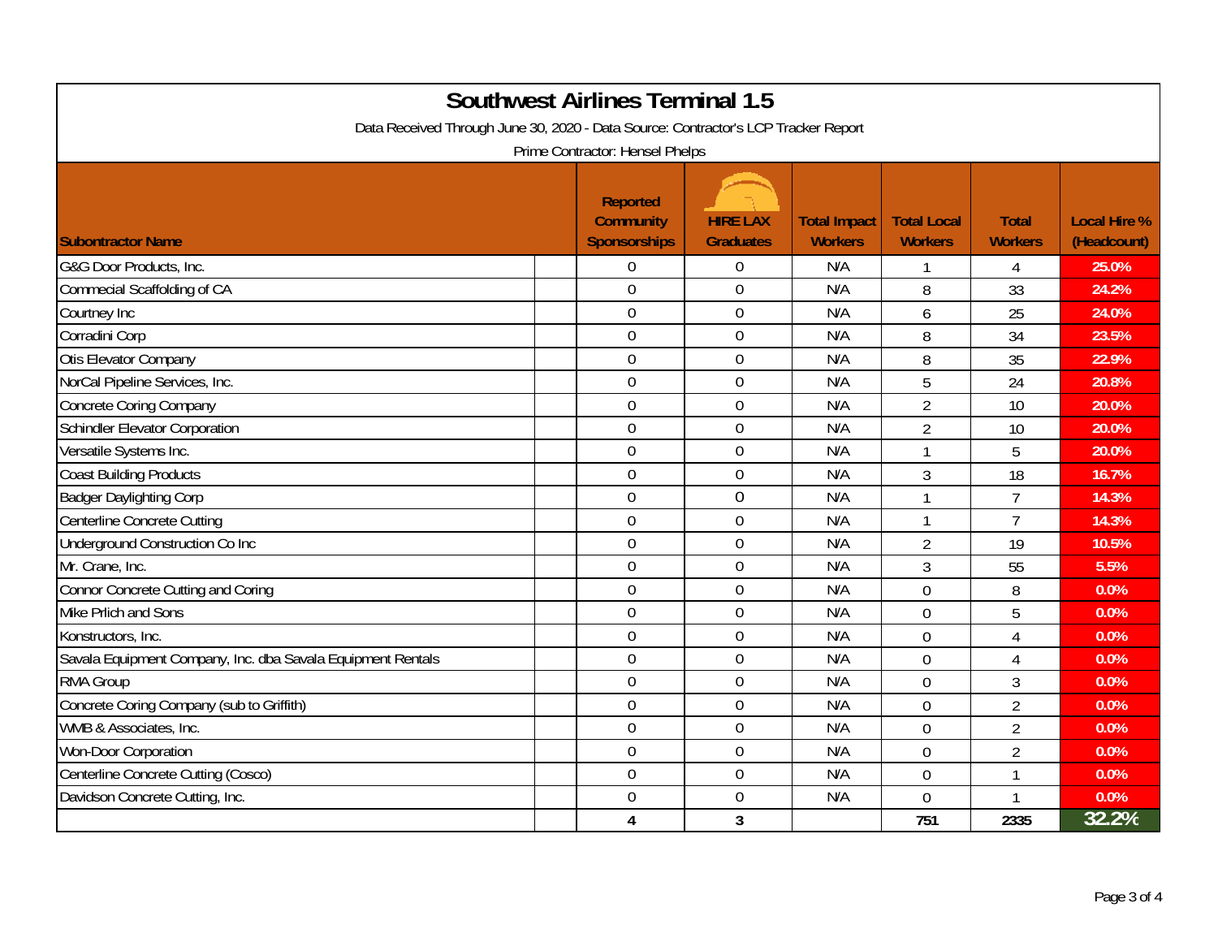# Southwest Airlines Terminal 1.5

Data Received Through June 30, 2020 - Data Source: Contractor's LCP Tracker Report

Prime Contractor: Hensel Phelps

| Subontractor Name | Reported Community Sponsorships | HIRE LAX Graduates | Total Impact Workers | Total Local Workers | Total Workers | Local Hire % (Headcount) |
|---|---|---|---|---|---|---|
| G&G Door Products, Inc. | 0 | 0 | N/A | 1 | 4 | 25.0% |
| Commecial Scaffolding of CA | 0 | 0 | N/A | 8 | 33 | 24.2% |
| Courtney Inc | 0 | 0 | N/A | 6 | 25 | 24.0% |
| Corradini Corp | 0 | 0 | N/A | 8 | 34 | 23.5% |
| Otis Elevator Company | 0 | 0 | N/A | 8 | 35 | 22.9% |
| NorCal Pipeline Services, Inc. | 0 | 0 | N/A | 5 | 24 | 20.8% |
| Concrete Coring Company | 0 | 0 | N/A | 2 | 10 | 20.0% |
| Schindler Elevator Corporation | 0 | 0 | N/A | 2 | 10 | 20.0% |
| Versatile Systems Inc. | 0 | 0 | N/A | 1 | 5 | 20.0% |
| Coast Building Products | 0 | 0 | N/A | 3 | 18 | 16.7% |
| Badger Daylighting Corp | 0 | 0 | N/A | 1 | 7 | 14.3% |
| Centerline Concrete Cutting | 0 | 0 | N/A | 1 | 7 | 14.3% |
| Underground Construction Co Inc | 0 | 0 | N/A | 2 | 19 | 10.5% |
| Mr. Crane, Inc. | 0 | 0 | N/A | 3 | 55 | 5.5% |
| Connor Concrete Cutting and Coring | 0 | 0 | N/A | 0 | 8 | 0.0% |
| Mike Prlich and Sons | 0 | 0 | N/A | 0 | 5 | 0.0% |
| Konstructors, Inc. | 0 | 0 | N/A | 0 | 4 | 0.0% |
| Savala Equipment Company, Inc. dba Savala Equipment Rentals | 0 | 0 | N/A | 0 | 4 | 0.0% |
| RMA Group | 0 | 0 | N/A | 0 | 3 | 0.0% |
| Concrete Coring Company (sub to Griffith) | 0 | 0 | N/A | 0 | 2 | 0.0% |
| WMB & Associates, Inc. | 0 | 0 | N/A | 0 | 2 | 0.0% |
| Won-Door Corporation | 0 | 0 | N/A | 0 | 2 | 0.0% |
| Centerline Concrete Cutting (Cosco) | 0 | 0 | N/A | 0 | 1 | 0.0% |
| Davidson Concrete Cutting, Inc. | 0 | 0 | N/A | 0 | 1 | 0.0% |
| | 4 | 3 | | 751 | 2335 | 32.2% |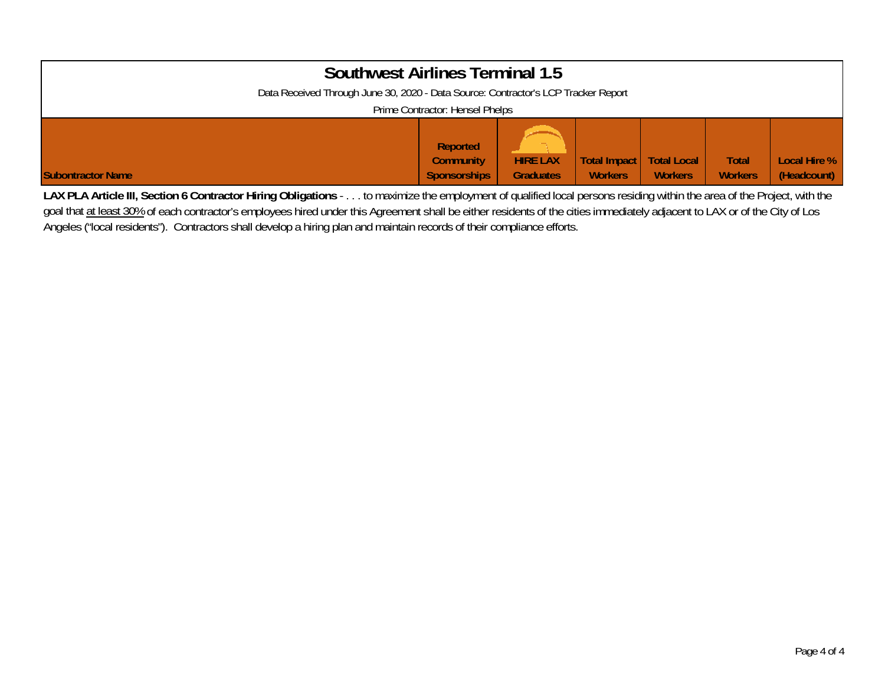# Southwest Airlines Terminal 1.5

Data Received Through June 30, 2020 - Data Source: Contractor's LCP Tracker Report

Prime Contractor: Hensel Phelps

| Subcontractor Name | Reported Community Sponsorships | HIRE LAX Graduates | Total Impact Workers | Total Local Workers | Total Workers | Local Hire % (Headcount) |
|---|---|---|---|---|---|---|

**LAX PLA Article III, Section 6 Contractor Hiring Obligations** - . . . to maximize the employment of qualified local persons residing within the area of the Project, with the goal that at least 30% of each contractor's employees hired under this Agreement shall be either residents of the cities immediately adjacent to LAX or of the City of Los Angeles ("local residents"). Contractors shall develop a hiring plan and maintain records of their compliance efforts.